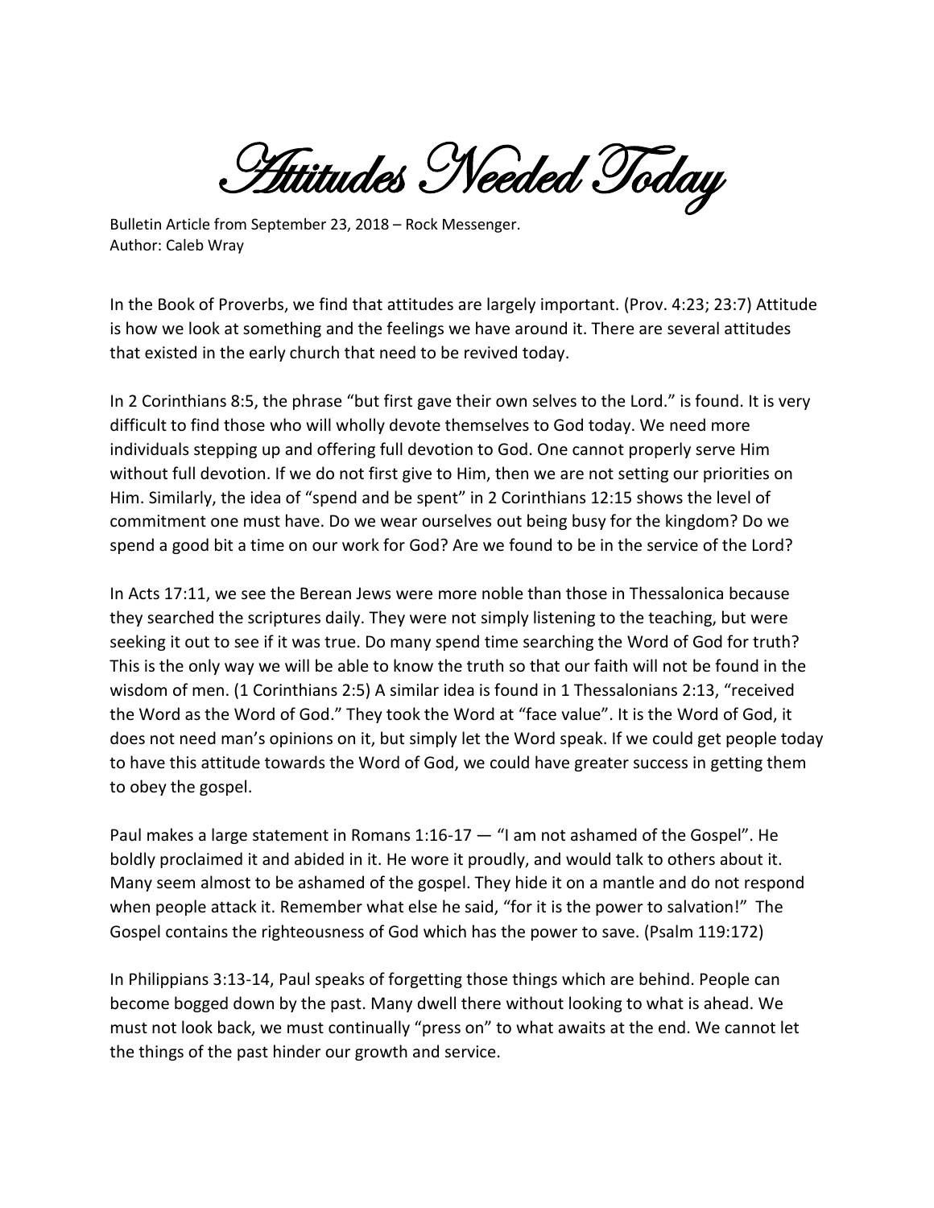# Attitudes Needed Today

Bulletin Article from September 23, 2018 – Rock Messenger.
Author: Caleb Wray

In the Book of Proverbs, we find that attitudes are largely important. (Prov. 4:23; 23:7) Attitude is how we look at something and the feelings we have around it. There are several attitudes that existed in the early church that need to be revived today.

In 2 Corinthians 8:5, the phrase "but first gave their own selves to the Lord." is found. It is very difficult to find those who will wholly devote themselves to God today. We need more individuals stepping up and offering full devotion to God. One cannot properly serve Him without full devotion. If we do not first give to Him, then we are not setting our priorities on Him. Similarly, the idea of "spend and be spent" in 2 Corinthians 12:15 shows the level of commitment one must have. Do we wear ourselves out being busy for the kingdom? Do we spend a good bit a time on our work for God? Are we found to be in the service of the Lord?

In Acts 17:11, we see the Berean Jews were more noble than those in Thessalonica because they searched the scriptures daily. They were not simply listening to the teaching, but were seeking it out to see if it was true. Do many spend time searching the Word of God for truth? This is the only way we will be able to know the truth so that our faith will not be found in the wisdom of men. (1 Corinthians 2:5) A similar idea is found in 1 Thessalonians 2:13, "received the Word as the Word of God." They took the Word at "face value". It is the Word of God, it does not need man's opinions on it, but simply let the Word speak. If we could get people today to have this attitude towards the Word of God, we could have greater success in getting them to obey the gospel.

Paul makes a large statement in Romans 1:16-17 — "I am not ashamed of the Gospel". He boldly proclaimed it and abided in it. He wore it proudly, and would talk to others about it. Many seem almost to be ashamed of the gospel. They hide it on a mantle and do not respond when people attack it. Remember what else he said, "for it is the power to salvation!" The Gospel contains the righteousness of God which has the power to save. (Psalm 119:172)

In Philippians 3:13-14, Paul speaks of forgetting those things which are behind. People can become bogged down by the past. Many dwell there without looking to what is ahead. We must not look back, we must continually "press on" to what awaits at the end. We cannot let the things of the past hinder our growth and service.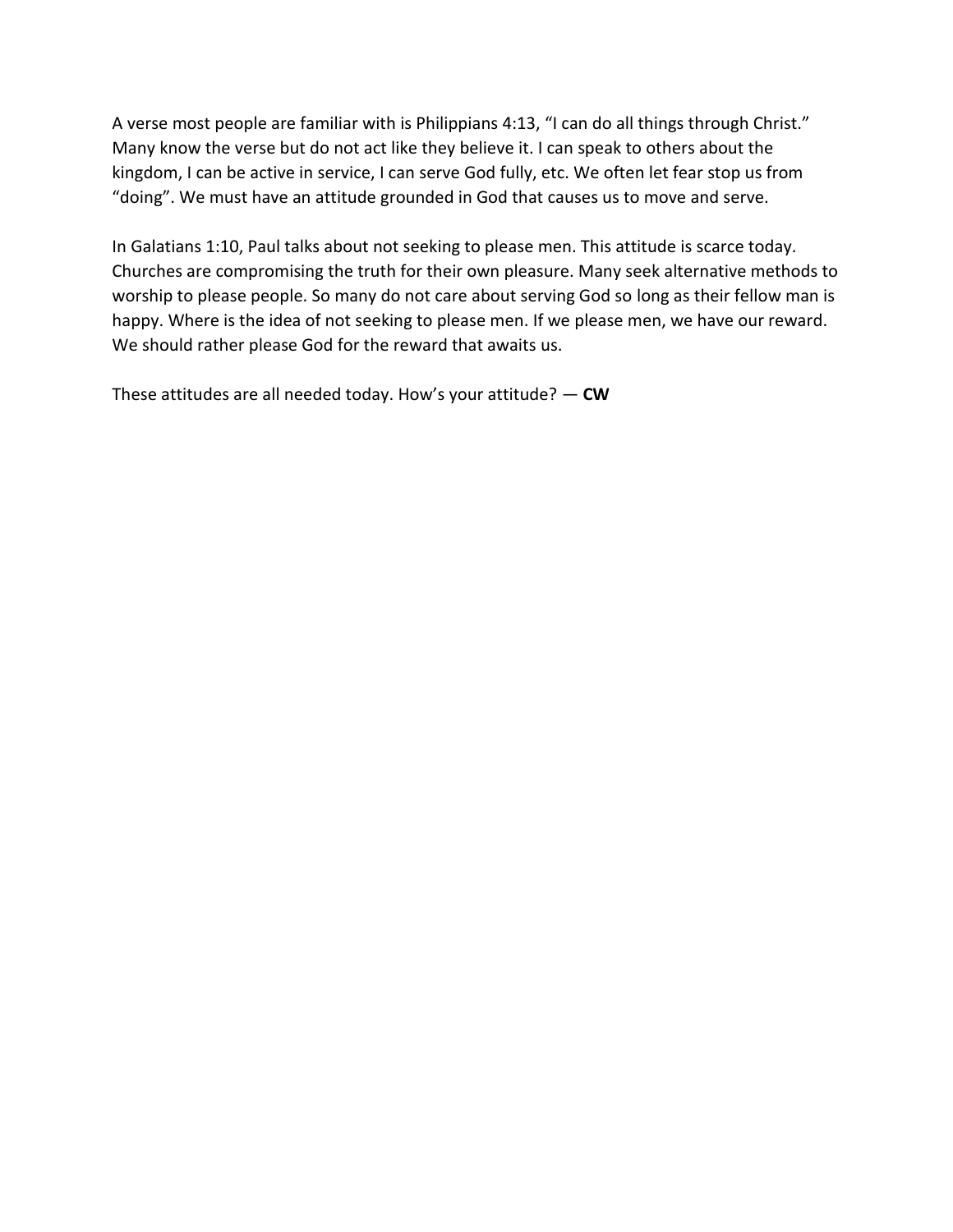A verse most people are familiar with is Philippians 4:13, "I can do all things through Christ." Many know the verse but do not act like they believe it. I can speak to others about the kingdom, I can be active in service, I can serve God fully, etc. We often let fear stop us from "doing". We must have an attitude grounded in God that causes us to move and serve.

In Galatians 1:10, Paul talks about not seeking to please men. This attitude is scarce today. Churches are compromising the truth for their own pleasure. Many seek alternative methods to worship to please people. So many do not care about serving God so long as their fellow man is happy. Where is the idea of not seeking to please men. If we please men, we have our reward. We should rather please God for the reward that awaits us.

These attitudes are all needed today. How's your attitude? — **CW**